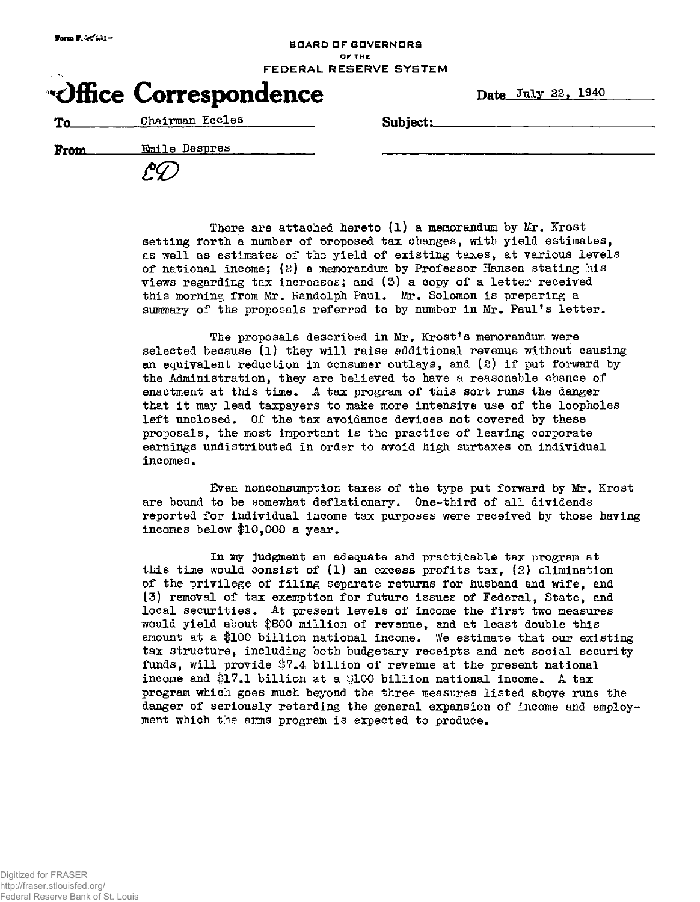BOARD OF GOVERNORS
OF THE
FEDERAL RESERVE SYSTEM

# Office Correspondence

Date July 22, 1940

To Chairman Eccles

Subject:

From Emile Despres

ED

There are attached hereto (1) a memorandum by Mr. Krost setting forth a number of proposed tax changes, with yield estimates, as well as estimates of the yield of existing taxes, at various levels of national income; (2) a memorandum by Professor Hansen stating his views regarding tax increases; and (3) a copy of a letter received this morning from Mr. Randolph Paul. Mr. Solomon is preparing a summary of the proposals referred to by number in Mr. Paul's letter.

The proposals described in Mr. Krost's memorandum were selected because (1) they will raise additional revenue without causing an equivalent reduction in consumer outlays, and (2) if put forward by the Administration, they are believed to have a reasonable chance of enactment at this time. A tax program of this sort runs the danger that it may lead taxpayers to make more intensive use of the loopholes left unclosed. Of the tax avoidance devices not covered by these proposals, the most important is the practice of leaving corporate earnings undistributed in order to avoid high surtaxes on individual incomes.

Even nonconsumption taxes of the type put forward by Mr. Krost are bound to be somewhat deflationary. One-third of all dividends reported for individual income tax purposes were received by those having incomes below $10,000 a year.

In my judgment an adequate and practicable tax program at this time would consist of (1) an excess profits tax, (2) elimination of the privilege of filing separate returns for husband and wife, and (3) removal of tax exemption for future issues of Federal, State, and local securities. At present levels of income the first two measures would yield about $800 million of revenue, and at least double this amount at a $100 billion national income. We estimate that our existing tax structure, including both budgetary receipts and net social security funds, will provide $7.4 billion of revenue at the present national income and $17.1 billion at a $100 billion national income. A tax program which goes much beyond the three measures listed above runs the danger of seriously retarding the general expansion of income and employment which the arms program is expected to produce.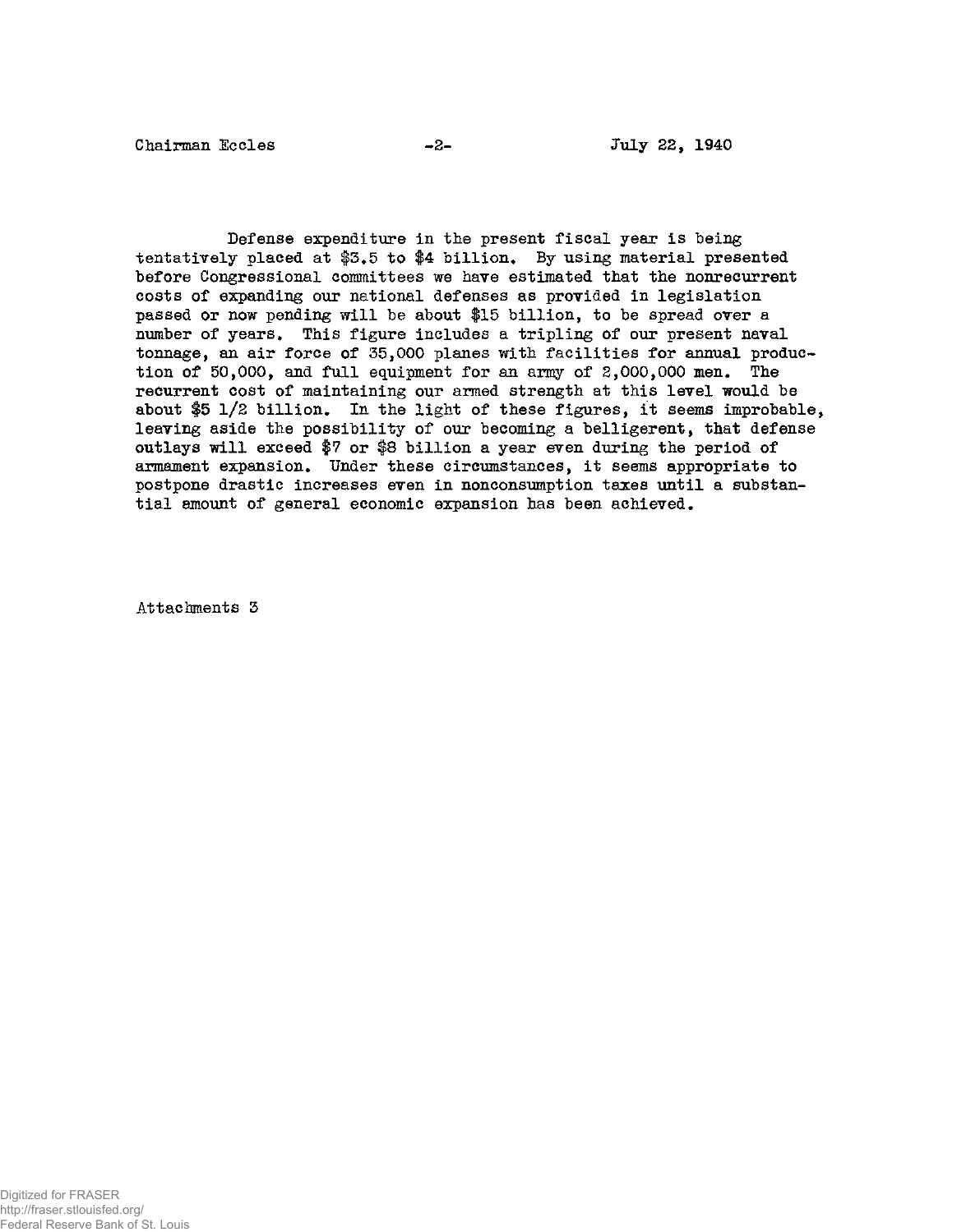Defense expenditure in the present fiscal year is being tentatively placed at $3.5 to $4 billion. By using material presented before Congressional committees we have estimated that the nonrecurrent costs of expanding our national defenses as provided in legislation passed or now pending will be about $15 billion, to be spread over a number of years. This figure includes a tripling of our present naval tonnage, an air force of 35,000 planes with facilities for annual production of 50,000, and full equipment for an army of 2,000,000 men. The recurrent cost of maintaining our armed strength at this level would be about $5 1/2 billion. In the light of these figures, it seems improbable, leaving aside the possibility of our becoming a belligerent, that defense outlays will exceed $7 or $8 billion a year even during the period of armament expansion. Under these circumstances, it seems appropriate to postpone drastic increases even in nonconsumption taxes until a substantial amount of general economic expansion has been achieved.

Attachments 3